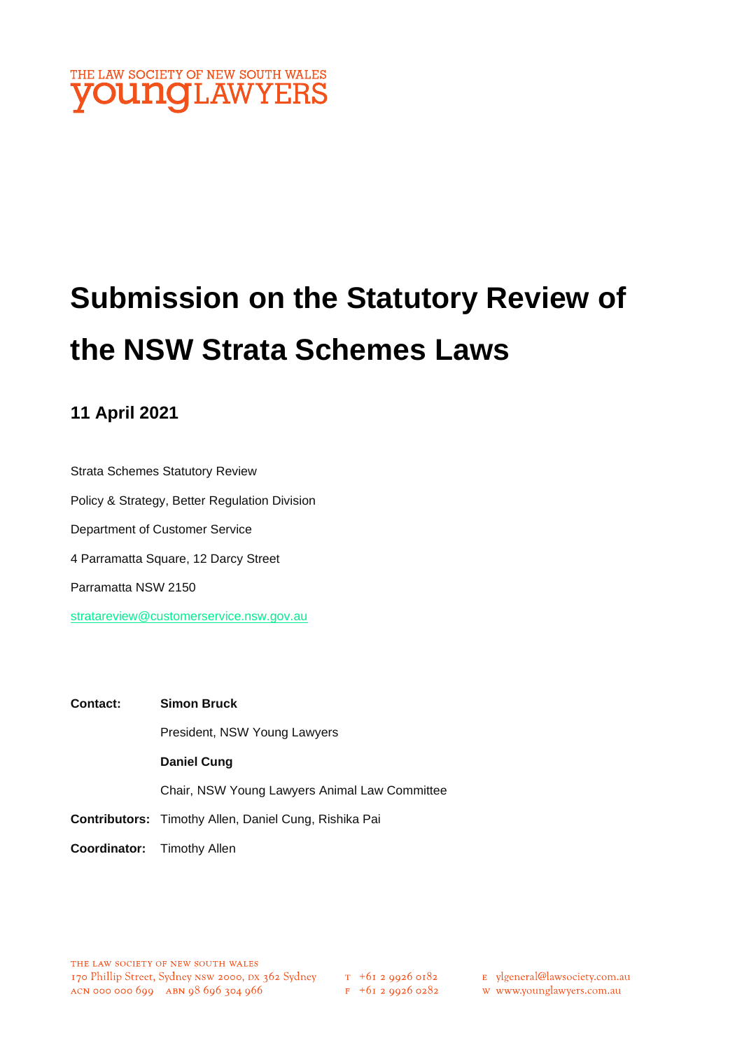THE LAW SOCIETY OF NEW SOUTH WALES
young LAWYERS

# Submission on the Statutory Review of the NSW Strata Schemes Laws

## 11 April 2021

Strata Schemes Statutory Review

Policy & Strategy, Better Regulation Division

Department of Customer Service

4 Parramatta Square, 12 Darcy Street

Parramatta NSW 2150

stratareview@customerservice.nsw.gov.au

**Contact:** **Simon Bruck**

President, NSW Young Lawyers

**Daniel Cung**

Chair, NSW Young Lawyers Animal Law Committee

**Contributors:** Timothy Allen, Daniel Cung, Rishika Pai

**Coordinator:** Timothy Allen

THE LAW SOCIETY OF NEW SOUTH WALES
170 Phillip Street, Sydney NSW 2000, DX 362 Sydney
ACN 000 000 699 ABN 98 696 304 966
T +61 2 9926 0182
F +61 2 9926 0282
E ylgeneral@lawsociety.com.au
W www.younglawyers.com.au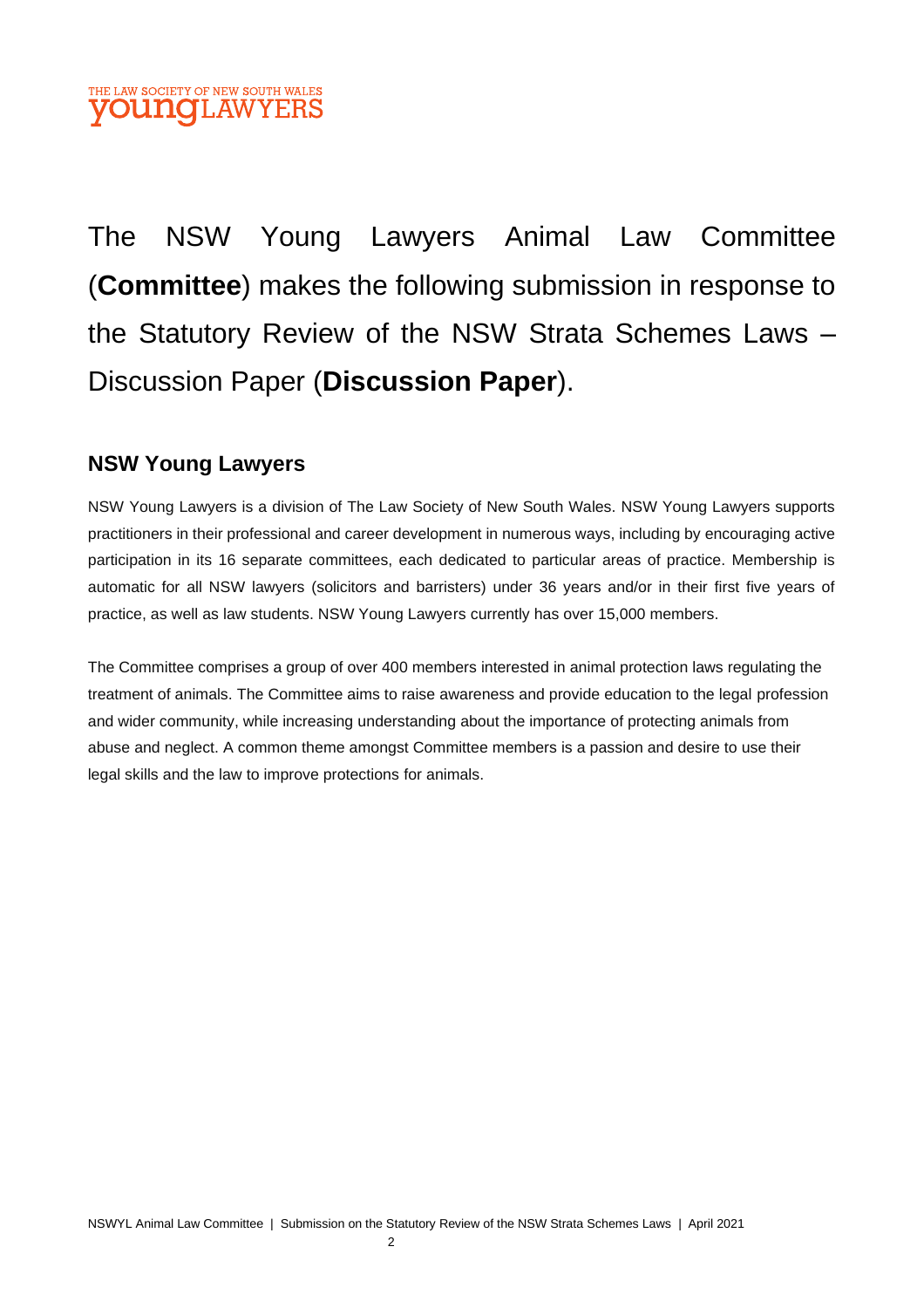THE LAW SOCIETY OF NEW SOUTH WALES
**young**LAWYERS

The NSW Young Lawyers Animal Law Committee (**Committee**) makes the following submission in response to the Statutory Review of the NSW Strata Schemes Laws – Discussion Paper (**Discussion Paper**).

## NSW Young Lawyers

NSW Young Lawyers is a division of The Law Society of New South Wales. NSW Young Lawyers supports practitioners in their professional and career development in numerous ways, including by encouraging active participation in its 16 separate committees, each dedicated to particular areas of practice. Membership is automatic for all NSW lawyers (solicitors and barristers) under 36 years and/or in their first five years of practice, as well as law students. NSW Young Lawyers currently has over 15,000 members.

The Committee comprises a group of over 400 members interested in animal protection laws regulating the treatment of animals. The Committee aims to raise awareness and provide education to the legal profession and wider community, while increasing understanding about the importance of protecting animals from abuse and neglect. A common theme amongst Committee members is a passion and desire to use their legal skills and the law to improve protections for animals.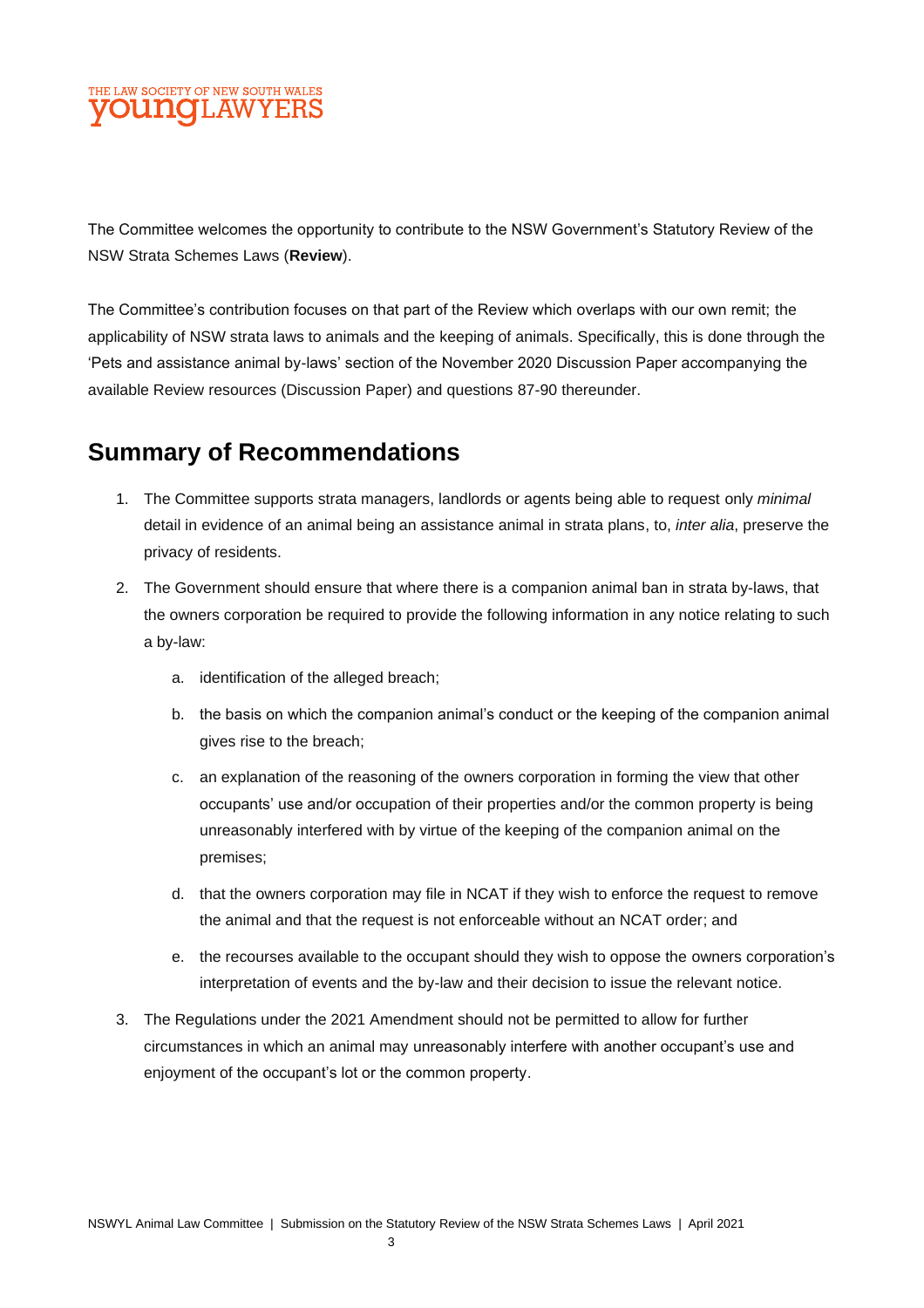The Committee welcomes the opportunity to contribute to the NSW Government's Statutory Review of the NSW Strata Schemes Laws (**Review**).

The Committee's contribution focuses on that part of the Review which overlaps with our own remit; the applicability of NSW strata laws to animals and the keeping of animals. Specifically, this is done through the 'Pets and assistance animal by-laws' section of the November 2020 Discussion Paper accompanying the available Review resources (Discussion Paper) and questions 87-90 thereunder.

## Summary of Recommendations

1. The Committee supports strata managers, landlords or agents being able to request only *minimal* detail in evidence of an animal being an assistance animal in strata plans, to, *inter alia*, preserve the privacy of residents.
2. The Government should ensure that where there is a companion animal ban in strata by-laws, that the owners corporation be required to provide the following information in any notice relating to such a by-law:
    a. identification of the alleged breach;
    b. the basis on which the companion animal's conduct or the keeping of the companion animal gives rise to the breach;
    c. an explanation of the reasoning of the owners corporation in forming the view that other occupants' use and/or occupation of their properties and/or the common property is being unreasonably interfered with by virtue of the keeping of the companion animal on the premises;
    d. that the owners corporation may file in NCAT if they wish to enforce the request to remove the animal and that the request is not enforceable without an NCAT order; and
    e. the recourses available to the occupant should they wish to oppose the owners corporation's interpretation of events and the by-law and their decision to issue the relevant notice.
3. The Regulations under the 2021 Amendment should not be permitted to allow for further circumstances in which an animal may unreasonably interfere with another occupant's use and enjoyment of the occupant's lot or the common property.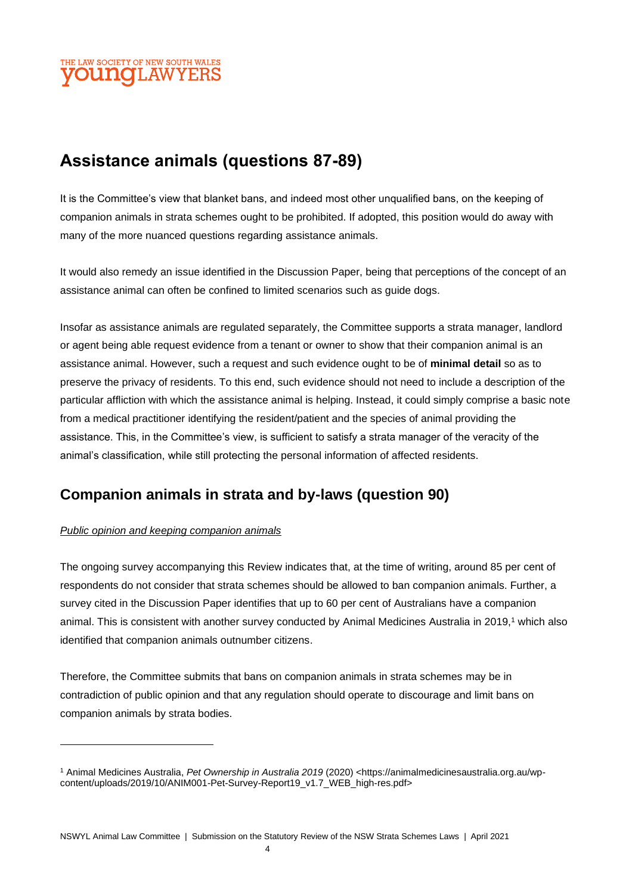## Assistance animals (questions 87-89)

It is the Committee's view that blanket bans, and indeed most other unqualified bans, on the keeping of companion animals in strata schemes ought to be prohibited. If adopted, this position would do away with many of the more nuanced questions regarding assistance animals.

It would also remedy an issue identified in the Discussion Paper, being that perceptions of the concept of an assistance animal can often be confined to limited scenarios such as guide dogs.

Insofar as assistance animals are regulated separately, the Committee supports a strata manager, landlord or agent being able request evidence from a tenant or owner to show that their companion animal is an assistance animal. However, such a request and such evidence ought to be of **minimal detail** so as to preserve the privacy of residents. To this end, such evidence should not need to include a description of the particular affliction with which the assistance animal is helping. Instead, it could simply comprise a basic note from a medical practitioner identifying the resident/patient and the species of animal providing the assistance. This, in the Committee's view, is sufficient to satisfy a strata manager of the veracity of the animal's classification, while still protecting the personal information of affected residents.

## Companion animals in strata and by-laws (question 90)

*Public opinion and keeping companion animals*

The ongoing survey accompanying this Review indicates that, at the time of writing, around 85 per cent of respondents do not consider that strata schemes should be allowed to ban companion animals. Further, a survey cited in the Discussion Paper identifies that up to 60 per cent of Australians have a companion animal. This is consistent with another survey conducted by Animal Medicines Australia in 2019,[1] which also identified that companion animals outnumber citizens.

Therefore, the Committee submits that bans on companion animals in strata schemes may be in contradiction of public opinion and that any regulation should operate to discourage and limit bans on companion animals by strata bodies.

[1] Animal Medicines Australia, *Pet Ownership in Australia 2019* (2020) <https://animalmedicinesaustralia.org.au/wp-content/uploads/2019/10/ANIM001-Pet-Survey-Report19_v1.7_WEB_high-res.pdf>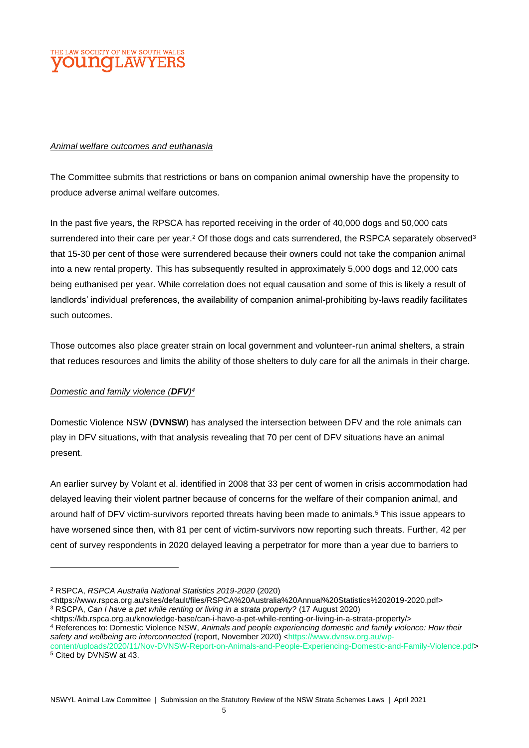*Animal welfare outcomes and euthanasia*

The Committee submits that restrictions or bans on companion animal ownership have the propensity to produce adverse animal welfare outcomes.

In the past five years, the RPSCA has reported receiving in the order of 40,000 dogs and 50,000 cats surrendered into their care per year.[2] Of those dogs and cats surrendered, the RSPCA separately observed[3] that 15-30 per cent of those were surrendered because their owners could not take the companion animal into a new rental property. This has subsequently resulted in approximately 5,000 dogs and 12,000 cats being euthanised per year. While correlation does not equal causation and some of this is likely a result of landlords' individual preferences, the availability of companion animal-prohibiting by-laws readily facilitates such outcomes.

Those outcomes also place greater strain on local government and volunteer-run animal shelters, a strain that reduces resources and limits the ability of those shelters to duly care for all the animals in their charge.

*Domestic and family violence (**DFV**)*[4]

Domestic Violence NSW (**DVNSW**) has analysed the intersection between DFV and the role animals can play in DFV situations, with that analysis revealing that 70 per cent of DFV situations have an animal present.

An earlier survey by Volant et al. identified in 2008 that 33 per cent of women in crisis accommodation had delayed leaving their violent partner because of concerns for the welfare of their companion animal, and around half of DFV victim-survivors reported threats having been made to animals.[5] This issue appears to have worsened since then, with 81 per cent of victim-survivors now reporting such threats. Further, 42 per cent of survey respondents in 2020 delayed leaving a perpetrator for more than a year due to barriers to

---

[2] RSPCA, *RSPCA Australia National Statistics 2019-2020* (2020) <https://www.rspca.org.au/sites/default/files/RSPCA%20Australia%20Annual%20Statistics%202019-2020.pdf>

[3] RSCPA, *Can I have a pet while renting or living in a strata property?* (17 August 2020) <https://kb.rspca.org.au/knowledge-base/can-i-have-a-pet-while-renting-or-living-in-a-strata-property/>

[4] References to: Domestic Violence NSW, *Animals and people experiencing domestic and family violence: How their safety and wellbeing are interconnected* (report, November 2020) <https://www.dvnsw.org.au/wp-content/uploads/2020/11/Nov-DVNSW-Report-on-Animals-and-People-Experiencing-Domestic-and-Family-Violence.pdf>

[5] Cited by DVNSW at 43.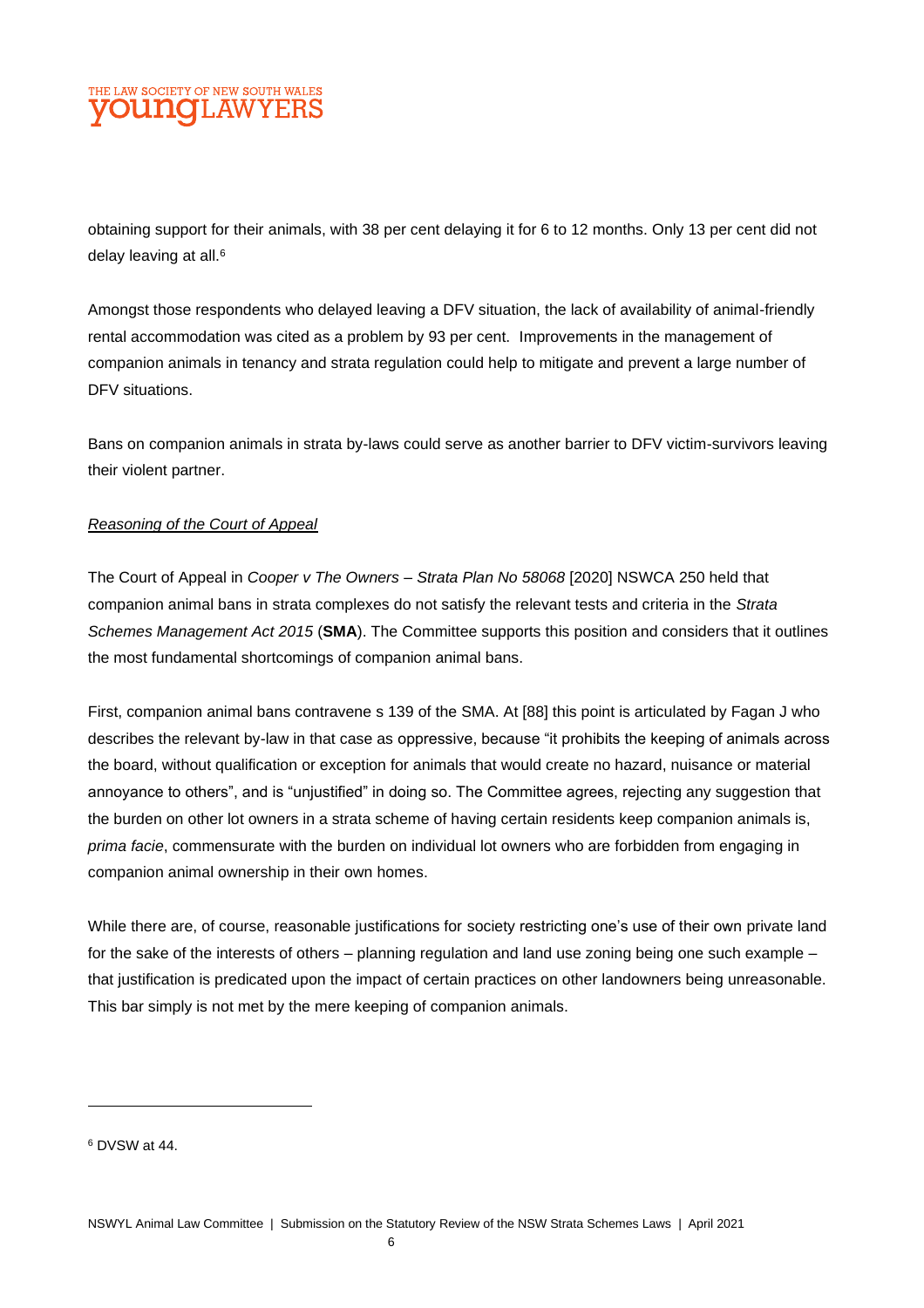obtaining support for their animals, with 38 per cent delaying it for 6 to 12 months. Only 13 per cent did not delay leaving at all.[6]

Amongst those respondents who delayed leaving a DFV situation, the lack of availability of animal-friendly rental accommodation was cited as a problem by 93 per cent. Improvements in the management of companion animals in tenancy and strata regulation could help to mitigate and prevent a large number of DFV situations.

Bans on companion animals in strata by-laws could serve as another barrier to DFV victim-survivors leaving their violent partner.

*Reasoning of the Court of Appeal*

The Court of Appeal in *Cooper v The Owners – Strata Plan No 58068* [2020] NSWCA 250 held that companion animal bans in strata complexes do not satisfy the relevant tests and criteria in the *Strata Schemes Management Act 2015* (**SMA**). The Committee supports this position and considers that it outlines the most fundamental shortcomings of companion animal bans.

First, companion animal bans contravene s 139 of the SMA. At [88] this point is articulated by Fagan J who describes the relevant by-law in that case as oppressive, because "it prohibits the keeping of animals across the board, without qualification or exception for animals that would create no hazard, nuisance or material annoyance to others", and is "unjustified" in doing so. The Committee agrees, rejecting any suggestion that the burden on other lot owners in a strata scheme of having certain residents keep companion animals is, *prima facie*, commensurate with the burden on individual lot owners who are forbidden from engaging in companion animal ownership in their own homes.

While there are, of course, reasonable justifications for society restricting one's use of their own private land for the sake of the interests of others – planning regulation and land use zoning being one such example – that justification is predicated upon the impact of certain practices on other landowners being unreasonable. This bar simply is not met by the mere keeping of companion animals.

---

[6] DVSW at 44.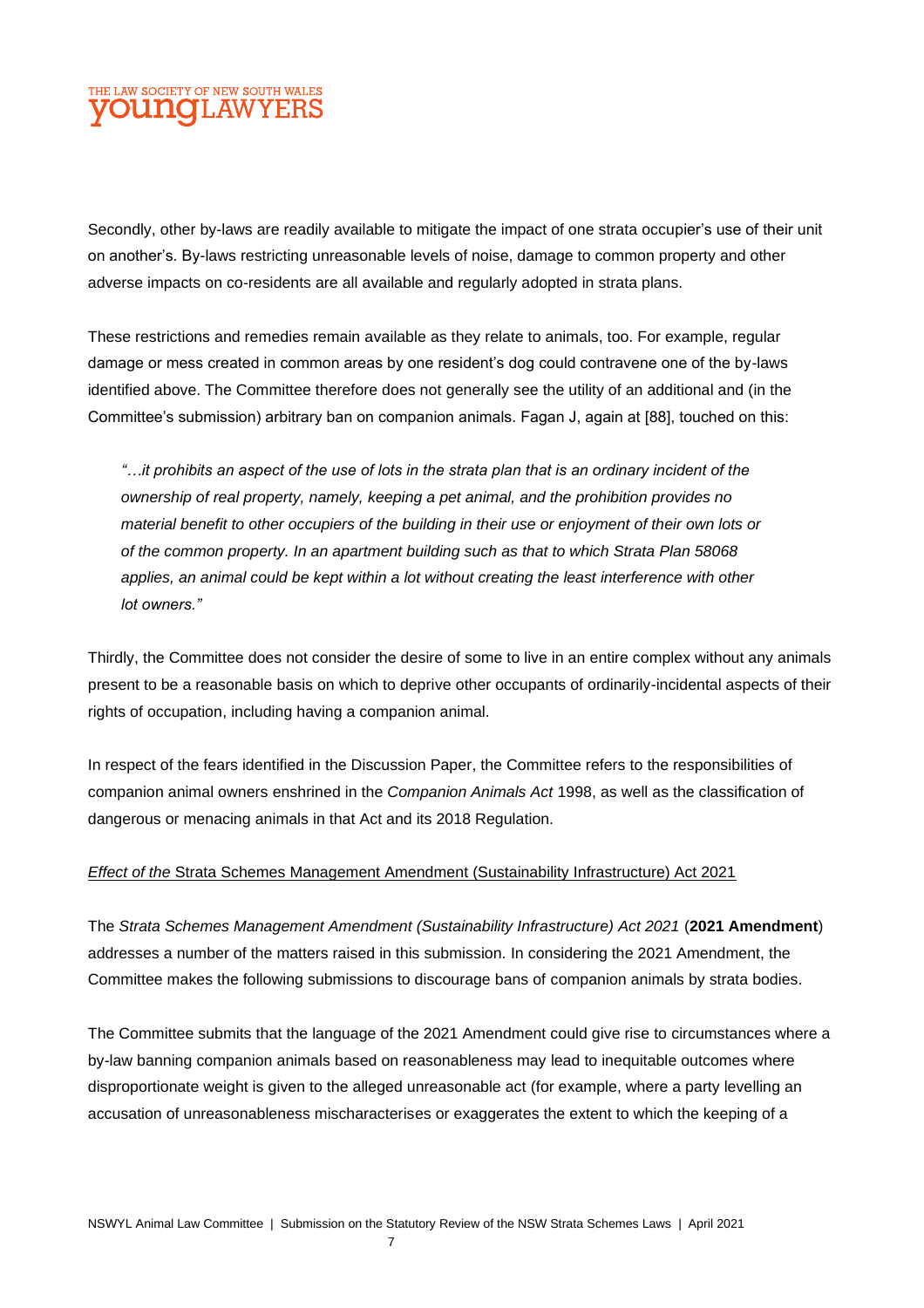Secondly, other by-laws are readily available to mitigate the impact of one strata occupier's use of their unit on another's. By-laws restricting unreasonable levels of noise, damage to common property and other adverse impacts on co-residents are all available and regularly adopted in strata plans.

These restrictions and remedies remain available as they relate to animals, too. For example, regular damage or mess created in common areas by one resident's dog could contravene one of the by-laws identified above. The Committee therefore does not generally see the utility of an additional and (in the Committee's submission) arbitrary ban on companion animals. Fagan J, again at [88], touched on this:

> *"…it prohibits an aspect of the use of lots in the strata plan that is an ordinary incident of the ownership of real property, namely, keeping a pet animal, and the prohibition provides no material benefit to other occupiers of the building in their use or enjoyment of their own lots or of the common property. In an apartment building such as that to which Strata Plan 58068 applies, an animal could be kept within a lot without creating the least interference with other lot owners."*

Thirdly, the Committee does not consider the desire of some to live in an entire complex without any animals present to be a reasonable basis on which to deprive other occupants of ordinarily-incidental aspects of their rights of occupation, including having a companion animal.

In respect of the fears identified in the Discussion Paper, the Committee refers to the responsibilities of companion animal owners enshrined in the *Companion Animals Act* 1998, as well as the classification of dangerous or menacing animals in that Act and its 2018 Regulation.

*Effect of the* Strata Schemes Management Amendment (Sustainability Infrastructure) Act 2021

The *Strata Schemes Management Amendment (Sustainability Infrastructure) Act 2021* (**2021 Amendment**) addresses a number of the matters raised in this submission. In considering the 2021 Amendment, the Committee makes the following submissions to discourage bans of companion animals by strata bodies.

The Committee submits that the language of the 2021 Amendment could give rise to circumstances where a by-law banning companion animals based on reasonableness may lead to inequitable outcomes where disproportionate weight is given to the alleged unreasonable act (for example, where a party levelling an accusation of unreasonableness mischaracterises or exaggerates the extent to which the keeping of a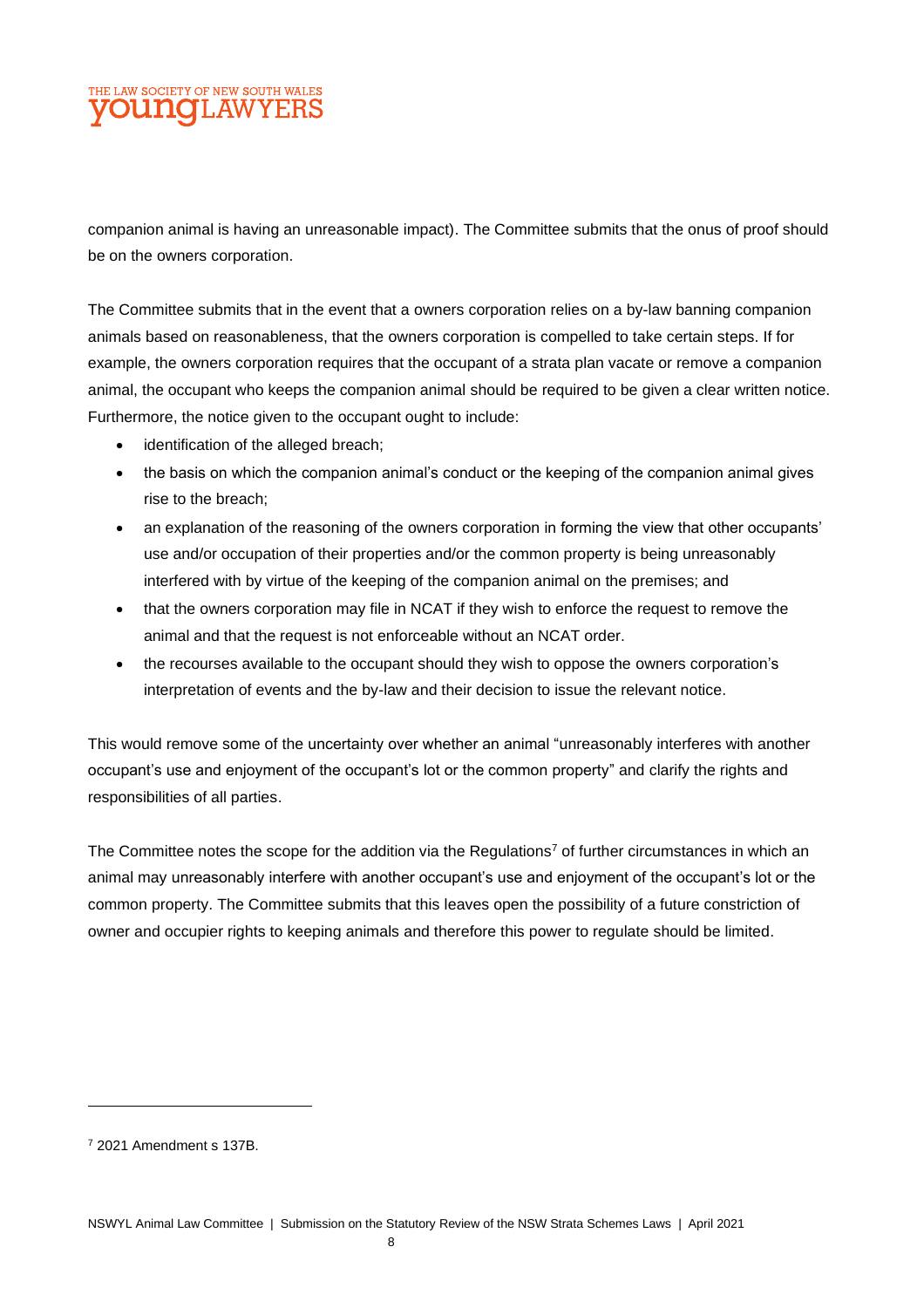companion animal is having an unreasonable impact). The Committee submits that the onus of proof should be on the owners corporation.

The Committee submits that in the event that a owners corporation relies on a by-law banning companion animals based on reasonableness, that the owners corporation is compelled to take certain steps. If for example, the owners corporation requires that the occupant of a strata plan vacate or remove a companion animal, the occupant who keeps the companion animal should be required to be given a clear written notice. Furthermore, the notice given to the occupant ought to include:

- identification of the alleged breach;
- the basis on which the companion animal's conduct or the keeping of the companion animal gives rise to the breach;
- an explanation of the reasoning of the owners corporation in forming the view that other occupants' use and/or occupation of their properties and/or the common property is being unreasonably interfered with by virtue of the keeping of the companion animal on the premises; and
- that the owners corporation may file in NCAT if they wish to enforce the request to remove the animal and that the request is not enforceable without an NCAT order.
- the recourses available to the occupant should they wish to oppose the owners corporation's interpretation of events and the by-law and their decision to issue the relevant notice.

This would remove some of the uncertainty over whether an animal "unreasonably interferes with another occupant's use and enjoyment of the occupant's lot or the common property" and clarify the rights and responsibilities of all parties.

The Committee notes the scope for the addition via the Regulations[7] of further circumstances in which an animal may unreasonably interfere with another occupant's use and enjoyment of the occupant's lot or the common property. The Committee submits that this leaves open the possibility of a future constriction of owner and occupier rights to keeping animals and therefore this power to regulate should be limited.

---

[7] 2021 Amendment s 137B.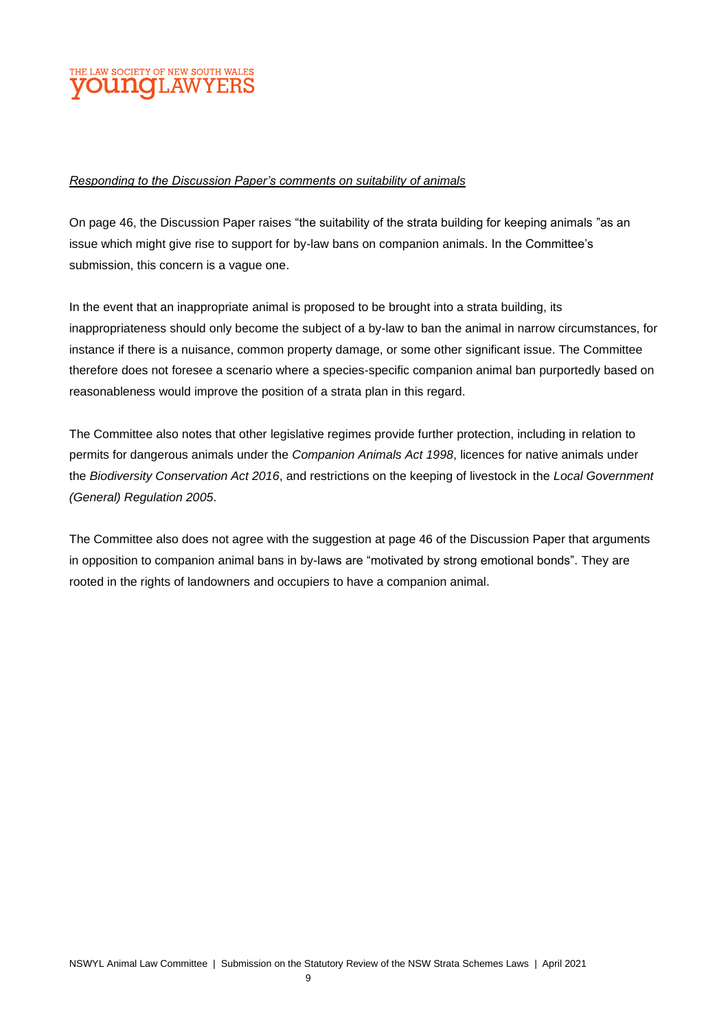*Responding to the Discussion Paper's comments on suitability of animals*

On page 46, the Discussion Paper raises "the suitability of the strata building for keeping animals "as an issue which might give rise to support for by-law bans on companion animals. In the Committee's submission, this concern is a vague one.

In the event that an inappropriate animal is proposed to be brought into a strata building, its inappropriateness should only become the subject of a by-law to ban the animal in narrow circumstances, for instance if there is a nuisance, common property damage, or some other significant issue. The Committee therefore does not foresee a scenario where a species-specific companion animal ban purportedly based on reasonableness would improve the position of a strata plan in this regard.

The Committee also notes that other legislative regimes provide further protection, including in relation to permits for dangerous animals under the *Companion Animals Act 1998*, licences for native animals under the *Biodiversity Conservation Act 2016*, and restrictions on the keeping of livestock in the *Local Government (General) Regulation 2005*.

The Committee also does not agree with the suggestion at page 46 of the Discussion Paper that arguments in opposition to companion animal bans in by-laws are "motivated by strong emotional bonds". They are rooted in the rights of landowners and occupiers to have a companion animal.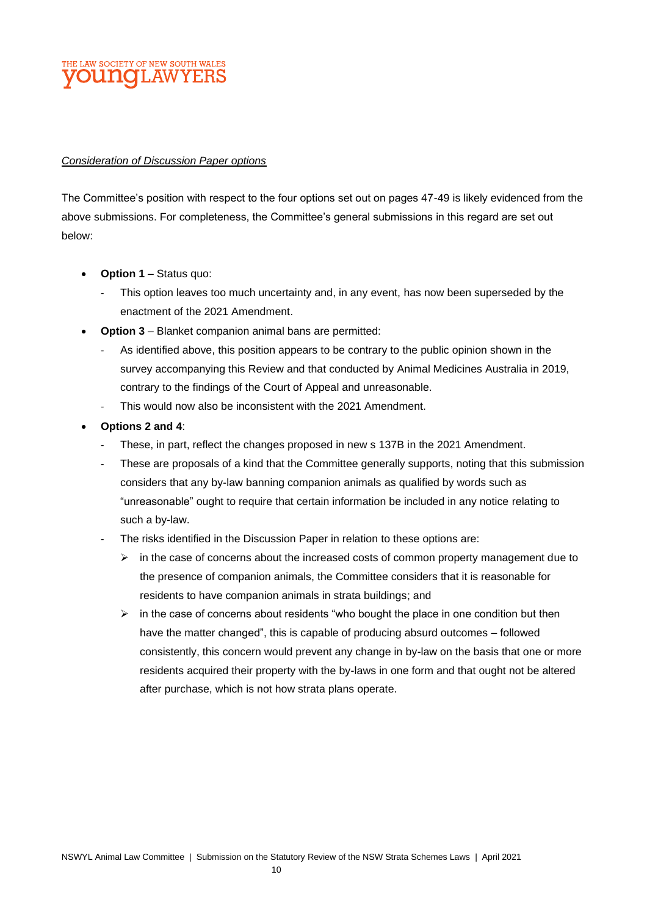*Consideration of Discussion Paper options*

The Committee's position with respect to the four options set out on pages 47-49 is likely evidenced from the above submissions. For completeness, the Committee's general submissions in this regard are set out below:

- **Option 1** – Status quo:
  - This option leaves too much uncertainty and, in any event, has now been superseded by the enactment of the 2021 Amendment.
- **Option 3** – Blanket companion animal bans are permitted:
  - As identified above, this position appears to be contrary to the public opinion shown in the survey accompanying this Review and that conducted by Animal Medicines Australia in 2019, contrary to the findings of the Court of Appeal and unreasonable.
  - This would now also be inconsistent with the 2021 Amendment.
- **Options 2 and 4**:
  - These, in part, reflect the changes proposed in new s 137B in the 2021 Amendment.
  - These are proposals of a kind that the Committee generally supports, noting that this submission considers that any by-law banning companion animals as qualified by words such as "unreasonable" ought to require that certain information be included in any notice relating to such a by-law.
  - The risks identified in the Discussion Paper in relation to these options are:
    - in the case of concerns about the increased costs of common property management due to the presence of companion animals, the Committee considers that it is reasonable for residents to have companion animals in strata buildings; and
    - in the case of concerns about residents "who bought the place in one condition but then have the matter changed", this is capable of producing absurd outcomes – followed consistently, this concern would prevent any change in by-law on the basis that one or more residents acquired their property with the by-laws in one form and that ought not be altered after purchase, which is not how strata plans operate.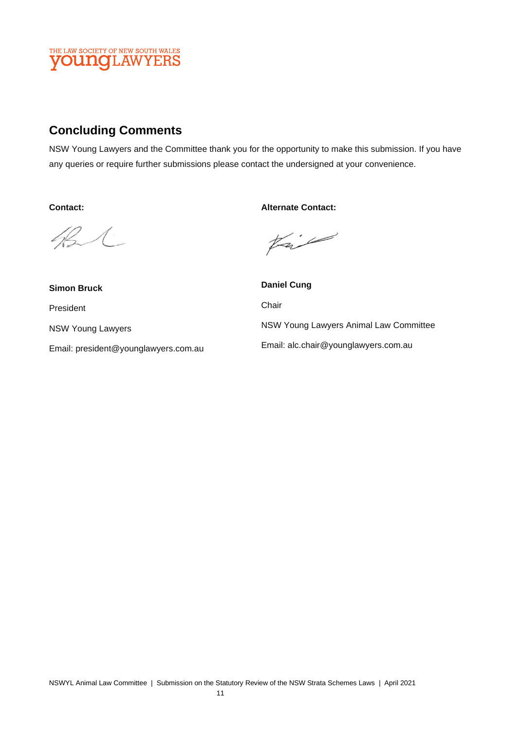## Concluding Comments

NSW Young Lawyers and the Committee thank you for the opportunity to make this submission. If you have any queries or require further submissions please contact the undersigned at your convenience.

**Contact:**

**Simon Bruck**

President

NSW Young Lawyers

Email: president@younglawyers.com.au

**Alternate Contact:**

**Daniel Cung**

Chair

NSW Young Lawyers Animal Law Committee

Email: alc.chair@younglawyers.com.au